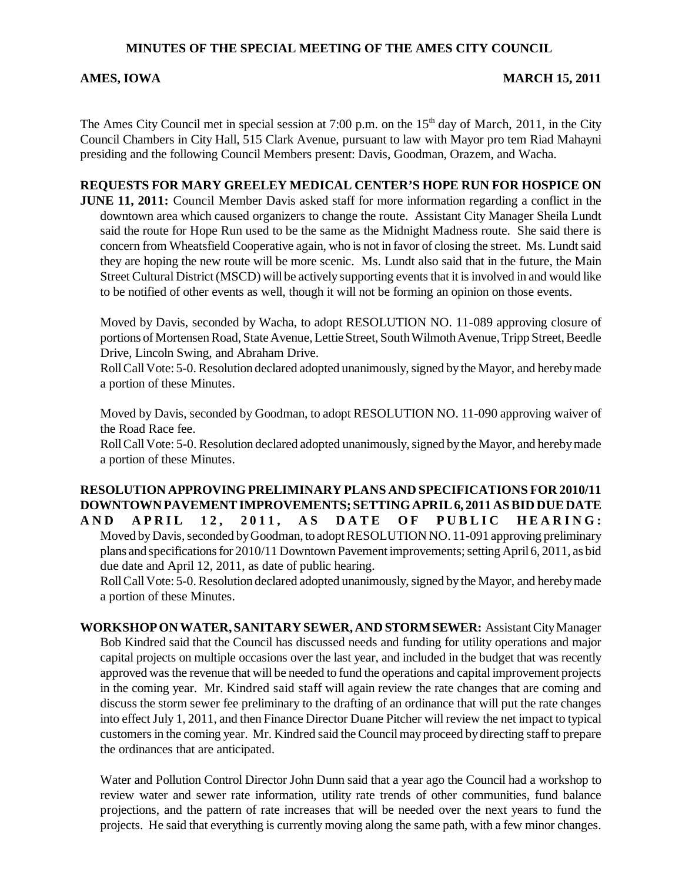# MINUTES OF THE SPECIAL MEETING OF THE AMES CITY COUNCIL

**AMES, IOWA** **MARCH 15, 2011**

The Ames City Council met in special session at 7:00 p.m. on the 15th day of March, 2011, in the City Council Chambers in City Hall, 515 Clark Avenue, pursuant to law with Mayor pro tem Riad Mahayni presiding and the following Council Members present: Davis, Goodman, Orazem, and Wacha.

**REQUESTS FOR MARY GREELEY MEDICAL CENTER'S HOPE RUN FOR HOSPICE ON JUNE 11, 2011:** Council Member Davis asked staff for more information regarding a conflict in the downtown area which caused organizers to change the route. Assistant City Manager Sheila Lundt said the route for Hope Run used to be the same as the Midnight Madness route. She said there is concern from Wheatsfield Cooperative again, who is not in favor of closing the street. Ms. Lundt said they are hoping the new route will be more scenic. Ms. Lundt also said that in the future, the Main Street Cultural District (MSCD) will be actively supporting events that it is involved in and would like to be notified of other events as well, though it will not be forming an opinion on those events.

Moved by Davis, seconded by Wacha, to adopt RESOLUTION NO. 11-089 approving closure of portions of Mortensen Road, State Avenue, Lettie Street, South Wilmoth Avenue, Tripp Street, Beedle Drive, Lincoln Swing, and Abraham Drive.

Roll Call Vote: 5-0. Resolution declared adopted unanimously, signed by the Mayor, and hereby made a portion of these Minutes.

Moved by Davis, seconded by Goodman, to adopt RESOLUTION NO. 11-090 approving waiver of the Road Race fee.

Roll Call Vote: 5-0. Resolution declared adopted unanimously, signed by the Mayor, and hereby made a portion of these Minutes.

**RESOLUTION APPROVING PRELIMINARY PLANS AND SPECIFICATIONS FOR 2010/11 DOWNTOWN PAVEMENT IMPROVEMENTS; SETTING APRIL 6, 2011 AS BID DUE DATE AND APRIL 12, 2011, AS DATE OF PUBLIC HEARING:** Moved by Davis, seconded by Goodman, to adopt RESOLUTION NO. 11-091 approving preliminary plans and specifications for 2010/11 Downtown Pavement improvements; setting April 6, 2011, as bid due date and April 12, 2011, as date of public hearing.

Roll Call Vote: 5-0. Resolution declared adopted unanimously, signed by the Mayor, and hereby made a portion of these Minutes.

**WORKSHOP ON WATER, SANITARY SEWER, AND STORM SEWER:** Assistant City Manager Bob Kindred said that the Council has discussed needs and funding for utility operations and major capital projects on multiple occasions over the last year, and included in the budget that was recently approved was the revenue that will be needed to fund the operations and capital improvement projects in the coming year. Mr. Kindred said staff will again review the rate changes that are coming and discuss the storm sewer fee preliminary to the drafting of an ordinance that will put the rate changes into effect July 1, 2011, and then Finance Director Duane Pitcher will review the net impact to typical customers in the coming year. Mr. Kindred said the Council may proceed by directing staff to prepare the ordinances that are anticipated.

Water and Pollution Control Director John Dunn said that a year ago the Council had a workshop to review water and sewer rate information, utility rate trends of other communities, fund balance projections, and the pattern of rate increases that will be needed over the next years to fund the projects. He said that everything is currently moving along the same path, with a few minor changes.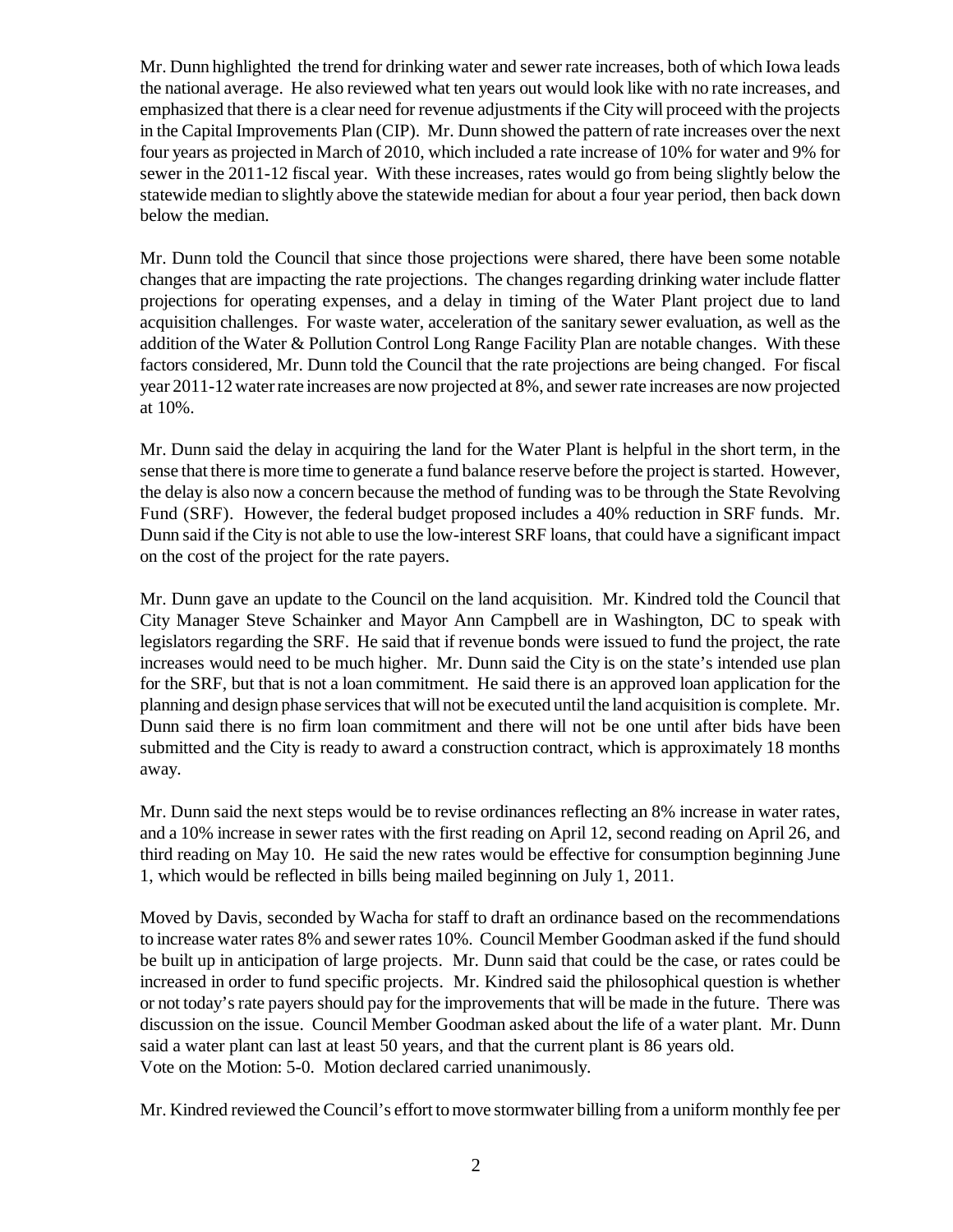Mr. Dunn highlighted the trend for drinking water and sewer rate increases, both of which Iowa leads the national average. He also reviewed what ten years out would look like with no rate increases, and emphasized that there is a clear need for revenue adjustments if the City will proceed with the projects in the Capital Improvements Plan (CIP). Mr. Dunn showed the pattern of rate increases over the next four years as projected in March of 2010, which included a rate increase of 10% for water and 9% for sewer in the 2011-12 fiscal year. With these increases, rates would go from being slightly below the statewide median to slightly above the statewide median for about a four year period, then back down below the median.

Mr. Dunn told the Council that since those projections were shared, there have been some notable changes that are impacting the rate projections. The changes regarding drinking water include flatter projections for operating expenses, and a delay in timing of the Water Plant project due to land acquisition challenges. For waste water, acceleration of the sanitary sewer evaluation, as well as the addition of the Water & Pollution Control Long Range Facility Plan are notable changes. With these factors considered, Mr. Dunn told the Council that the rate projections are being changed. For fiscal year 2011-12 water rate increases are now projected at 8%, and sewer rate increases are now projected at 10%.

Mr. Dunn said the delay in acquiring the land for the Water Plant is helpful in the short term, in the sense that there is more time to generate a fund balance reserve before the project is started. However, the delay is also now a concern because the method of funding was to be through the State Revolving Fund (SRF). However, the federal budget proposed includes a 40% reduction in SRF funds. Mr. Dunn said if the City is not able to use the low-interest SRF loans, that could have a significant impact on the cost of the project for the rate payers.

Mr. Dunn gave an update to the Council on the land acquisition. Mr. Kindred told the Council that City Manager Steve Schainker and Mayor Ann Campbell are in Washington, DC to speak with legislators regarding the SRF. He said that if revenue bonds were issued to fund the project, the rate increases would need to be much higher. Mr. Dunn said the City is on the state's intended use plan for the SRF, but that is not a loan commitment. He said there is an approved loan application for the planning and design phase services that will not be executed until the land acquisition is complete. Mr. Dunn said there is no firm loan commitment and there will not be one until after bids have been submitted and the City is ready to award a construction contract, which is approximately 18 months away.

Mr. Dunn said the next steps would be to revise ordinances reflecting an 8% increase in water rates, and a 10% increase in sewer rates with the first reading on April 12, second reading on April 26, and third reading on May 10. He said the new rates would be effective for consumption beginning June 1, which would be reflected in bills being mailed beginning on July 1, 2011.

Moved by Davis, seconded by Wacha for staff to draft an ordinance based on the recommendations to increase water rates 8% and sewer rates 10%. Council Member Goodman asked if the fund should be built up in anticipation of large projects. Mr. Dunn said that could be the case, or rates could be increased in order to fund specific projects. Mr. Kindred said the philosophical question is whether or not today's rate payers should pay for the improvements that will be made in the future. There was discussion on the issue. Council Member Goodman asked about the life of a water plant. Mr. Dunn said a water plant can last at least 50 years, and that the current plant is 86 years old.
Vote on the Motion: 5-0. Motion declared carried unanimously.

Mr. Kindred reviewed the Council's effort to move stormwater billing from a uniform monthly fee per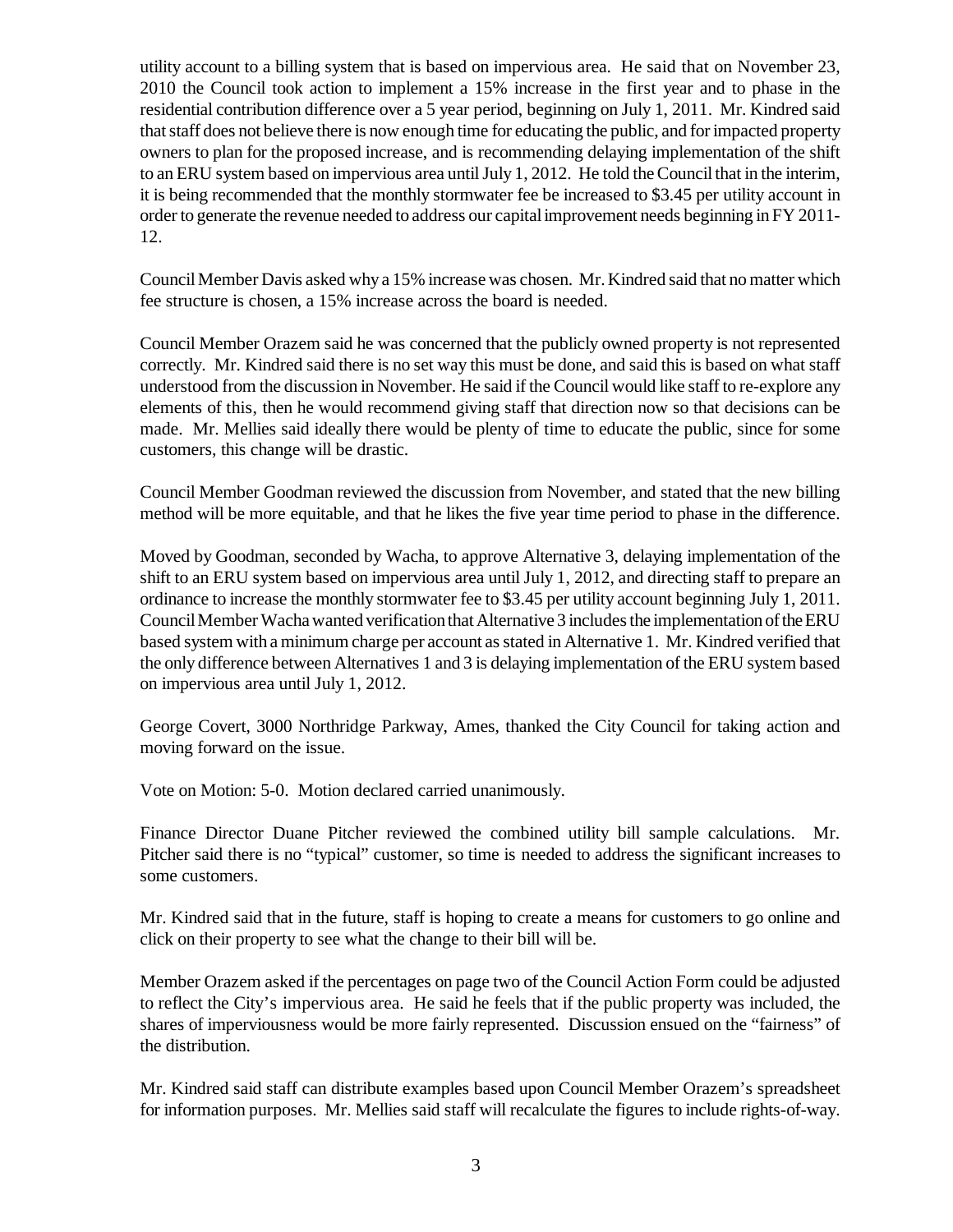utility account to a billing system that is based on impervious area. He said that on November 23, 2010 the Council took action to implement a 15% increase in the first year and to phase in the residential contribution difference over a 5 year period, beginning on July 1, 2011. Mr. Kindred said that staff does not believe there is now enough time for educating the public, and for impacted property owners to plan for the proposed increase, and is recommending delaying implementation of the shift to an ERU system based on impervious area until July 1, 2012. He told the Council that in the interim, it is being recommended that the monthly stormwater fee be increased to $3.45 per utility account in order to generate the revenue needed to address our capital improvement needs beginning in FY 2011-12.

Council Member Davis asked why a 15% increase was chosen. Mr. Kindred said that no matter which fee structure is chosen, a 15% increase across the board is needed.

Council Member Orazem said he was concerned that the publicly owned property is not represented correctly. Mr. Kindred said there is no set way this must be done, and said this is based on what staff understood from the discussion in November. He said if the Council would like staff to re-explore any elements of this, then he would recommend giving staff that direction now so that decisions can be made. Mr. Mellies said ideally there would be plenty of time to educate the public, since for some customers, this change will be drastic.

Council Member Goodman reviewed the discussion from November, and stated that the new billing method will be more equitable, and that he likes the five year time period to phase in the difference.

Moved by Goodman, seconded by Wacha, to approve Alternative 3, delaying implementation of the shift to an ERU system based on impervious area until July 1, 2012, and directing staff to prepare an ordinance to increase the monthly stormwater fee to $3.45 per utility account beginning July 1, 2011. Council Member Wacha wanted verification that Alternative 3 includes the implementation of the ERU based system with a minimum charge per account as stated in Alternative 1. Mr. Kindred verified that the only difference between Alternatives 1 and 3 is delaying implementation of the ERU system based on impervious area until July 1, 2012.

George Covert, 3000 Northridge Parkway, Ames, thanked the City Council for taking action and moving forward on the issue.

Vote on Motion: 5-0. Motion declared carried unanimously.

Finance Director Duane Pitcher reviewed the combined utility bill sample calculations. Mr. Pitcher said there is no "typical" customer, so time is needed to address the significant increases to some customers.

Mr. Kindred said that in the future, staff is hoping to create a means for customers to go online and click on their property to see what the change to their bill will be.

Member Orazem asked if the percentages on page two of the Council Action Form could be adjusted to reflect the City's impervious area. He said he feels that if the public property was included, the shares of imperviousness would be more fairly represented. Discussion ensued on the "fairness" of the distribution.

Mr. Kindred said staff can distribute examples based upon Council Member Orazem's spreadsheet for information purposes. Mr. Mellies said staff will recalculate the figures to include rights-of-way.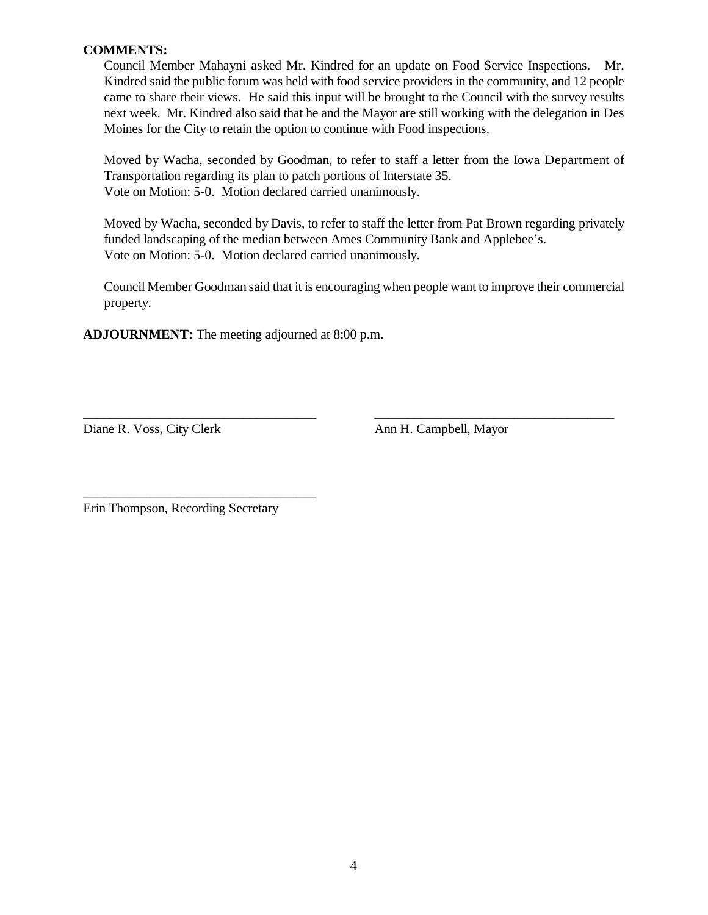**COMMENTS:**

Council Member Mahayni asked Mr. Kindred for an update on Food Service Inspections. Mr. Kindred said the public forum was held with food service providers in the community, and 12 people came to share their views. He said this input will be brought to the Council with the survey results next week. Mr. Kindred also said that he and the Mayor are still working with the delegation in Des Moines for the City to retain the option to continue with Food inspections.

Moved by Wacha, seconded by Goodman, to refer to staff a letter from the Iowa Department of Transportation regarding its plan to patch portions of Interstate 35.
Vote on Motion: 5-0. Motion declared carried unanimously.

Moved by Wacha, seconded by Davis, to refer to staff the letter from Pat Brown regarding privately funded landscaping of the median between Ames Community Bank and Applebee's.
Vote on Motion: 5-0. Motion declared carried unanimously.

Council Member Goodman said that it is encouraging when people want to improve their commercial property.

**ADJOURNMENT:** The meeting adjourned at 8:00 p.m.

\_\_\_\_\_\_\_\_\_\_\_\_\_\_\_\_\_\_\_\_\_\_\_\_\_\_\_\_\_\_\_\_\_\_\_
Diane R. Voss, City Clerk

\_\_\_\_\_\_\_\_\_\_\_\_\_\_\_\_\_\_\_\_\_\_\_\_\_\_\_\_\_\_\_\_\_\_\_
Ann H. Campbell, Mayor

\_\_\_\_\_\_\_\_\_\_\_\_\_\_\_\_\_\_\_\_\_\_\_\_\_\_\_\_\_\_\_\_\_\_\_
Erin Thompson, Recording Secretary